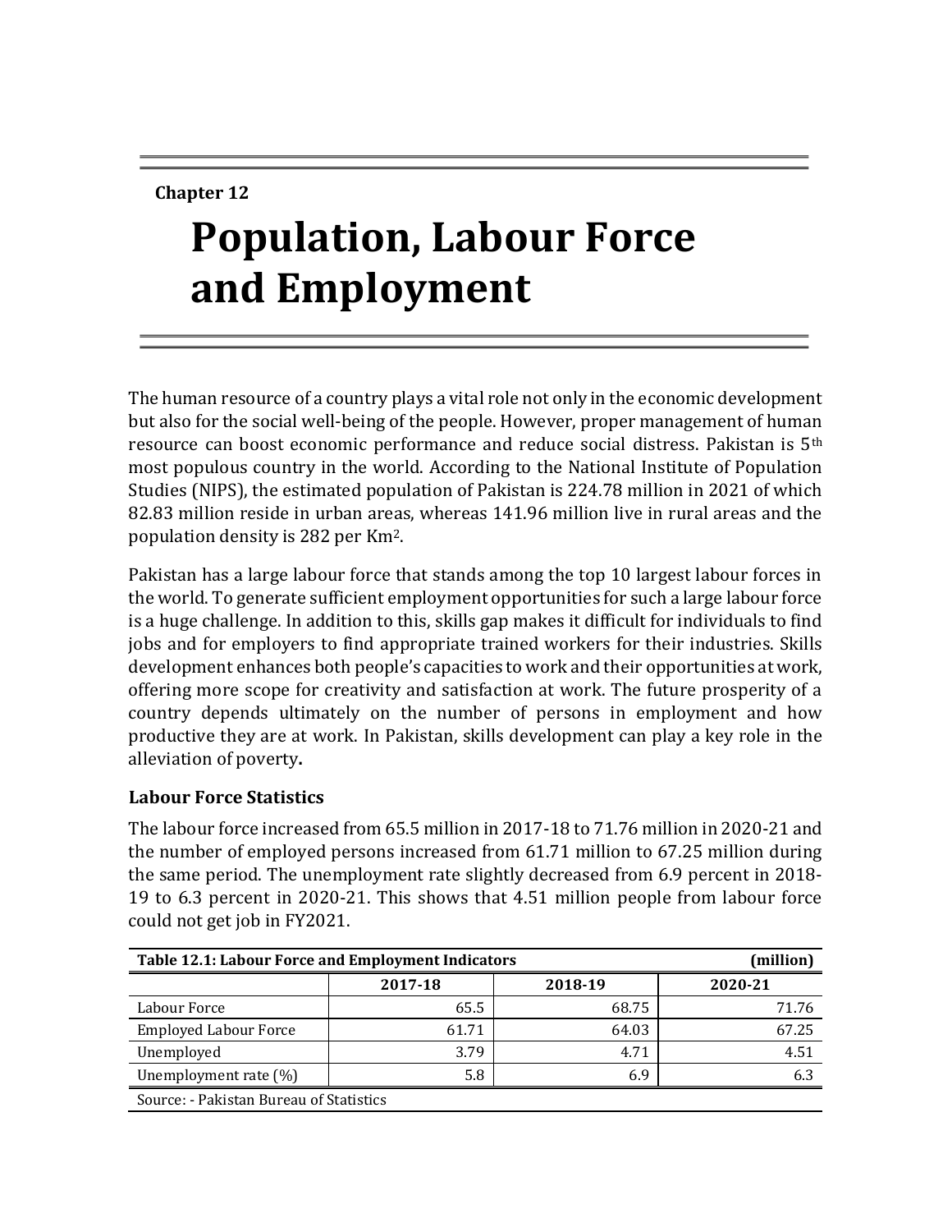**Chapter 12**

# Population, Labour Force and Employment

The human resource of a country plays a vital role not only in the economic development but also for the social well-being of the people. However, proper management of human resource can boost economic performance and reduce social distress. Pakistan is 5th most populous country in the world. According to the National Institute of Population Studies (NIPS), the estimated population of Pakistan is 224.78 million in 2021 of which 82.83 million reside in urban areas, whereas 141.96 million live in rural areas and the population density is 282 per $Km^2$.

Pakistan has a large labour force that stands among the top 10 largest labour forces in the world. To generate sufficient employment opportunities for such a large labour force is a huge challenge. In addition to this, skills gap makes it difficult for individuals to find jobs and for employers to find appropriate trained workers for their industries. Skills development enhances both people's capacities to work and their opportunities at work, offering more scope for creativity and satisfaction at work. The future prosperity of a country depends ultimately on the number of persons in employment and how productive they are at work. In Pakistan, skills development can play a key role in the alleviation of poverty.

### Labour Force Statistics

The labour force increased from 65.5 million in 2017-18 to 71.76 million in 2020-21 and the number of employed persons increased from 61.71 million to 67.25 million during the same period. The unemployment rate slightly decreased from 6.9 percent in 2018-19 to 6.3 percent in 2020-21. This shows that 4.51 million people from labour force could not get job in FY2021.

**Table 12.1: Labour Force and Employment Indicators (million)**

| | 2017-18 | 2018-19 | 2020-21 |
|---|---|---|---|
| Labour Force | 65.5 | 68.75 | 71.76 |
| Employed Labour Force | 61.71 | 64.03 | 67.25 |
| Unemployed | 3.79 | 4.71 | 4.51 |
| Unemployment rate (%) | 5.8 | 6.9 | 6.3 |

Source: - Pakistan Bureau of Statistics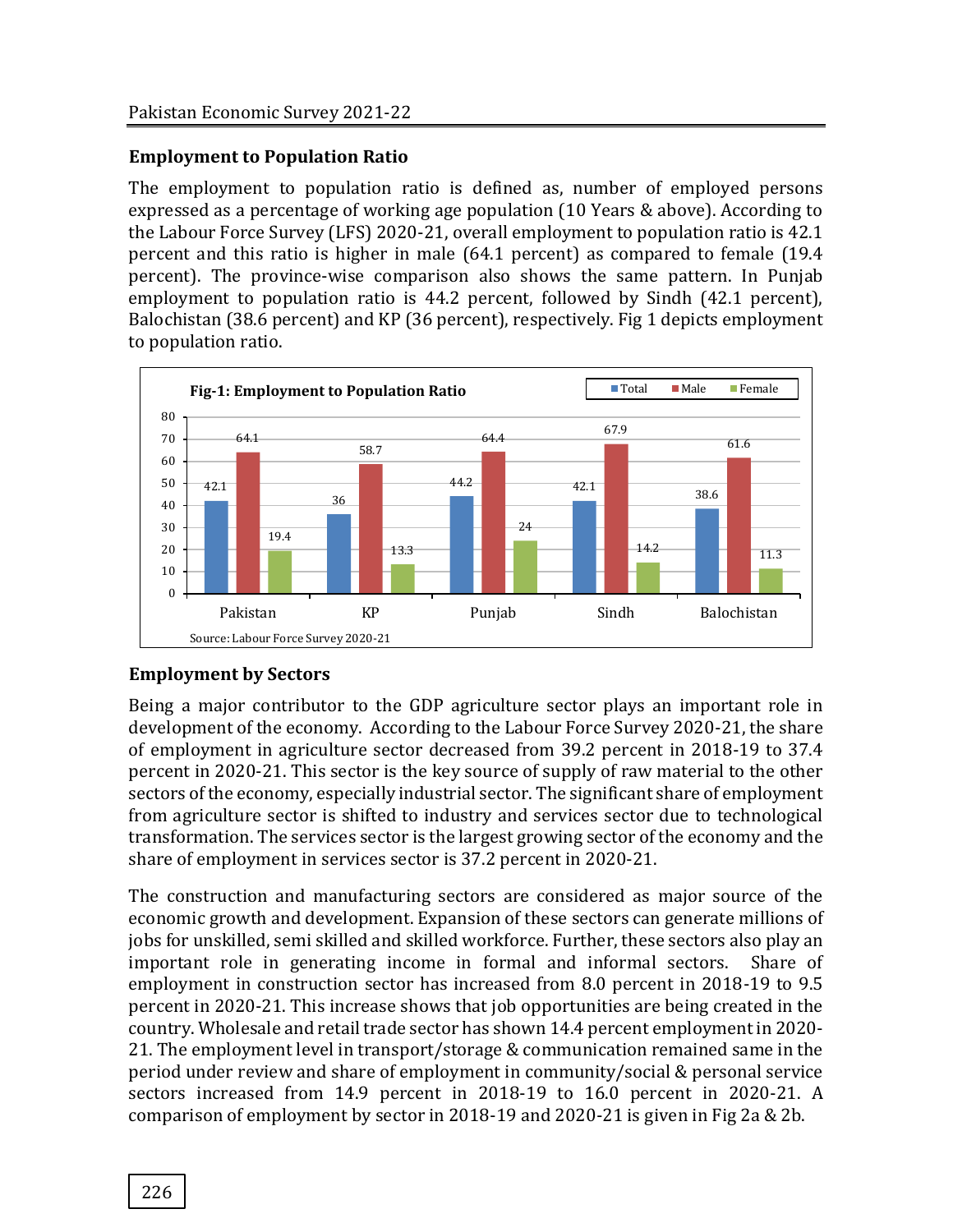## Employment to Population Ratio

The employment to population ratio is defined as, number of employed persons expressed as a percentage of working age population (10 Years & above). According to the Labour Force Survey (LFS) 2020-21, overall employment to population ratio is 42.1 percent and this ratio is higher in male (64.1 percent) as compared to female (19.4 percent). The province-wise comparison also shows the same pattern. In Punjab employment to population ratio is 44.2 percent, followed by Sindh (42.1 percent), Balochistan (38.6 percent) and KP (36 percent), respectively. Fig 1 depicts employment to population ratio.

**Fig-1: Employment to Population Ratio**

| | Total | Male | Female |
|---|---|---|---|
| Pakistan | 42.1 | 64.1 | 19.4 |
| KP | 36 | 58.7 | 13.3 |
| Punjab | 44.2 | 64.4 | 24 |
| Sindh | 42.1 | 67.9 | 14.2 |
| Balochistan | 38.6 | 61.6 | 11.3 |

Source: Labour Force Survey 2020-21

## Employment by Sectors

Being a major contributor to the GDP agriculture sector plays an important role in development of the economy. According to the Labour Force Survey 2020-21, the share of employment in agriculture sector decreased from 39.2 percent in 2018-19 to 37.4 percent in 2020-21. This sector is the key source of supply of raw material to the other sectors of the economy, especially industrial sector. The significant share of employment from agriculture sector is shifted to industry and services sector due to technological transformation. The services sector is the largest growing sector of the economy and the share of employment in services sector is 37.2 percent in 2020-21.

The construction and manufacturing sectors are considered as major source of the economic growth and development. Expansion of these sectors can generate millions of jobs for unskilled, semi skilled and skilled workforce. Further, these sectors also play an important role in generating income in formal and informal sectors. Share of employment in construction sector has increased from 8.0 percent in 2018-19 to 9.5 percent in 2020-21. This increase shows that job opportunities are being created in the country. Wholesale and retail trade sector has shown 14.4 percent employment in 2020-21. The employment level in transport/storage & communication remained same in the period under review and share of employment in community/social & personal service sectors increased from 14.9 percent in 2018-19 to 16.0 percent in 2020-21. A comparison of employment by sector in 2018-19 and 2020-21 is given in Fig 2a & 2b.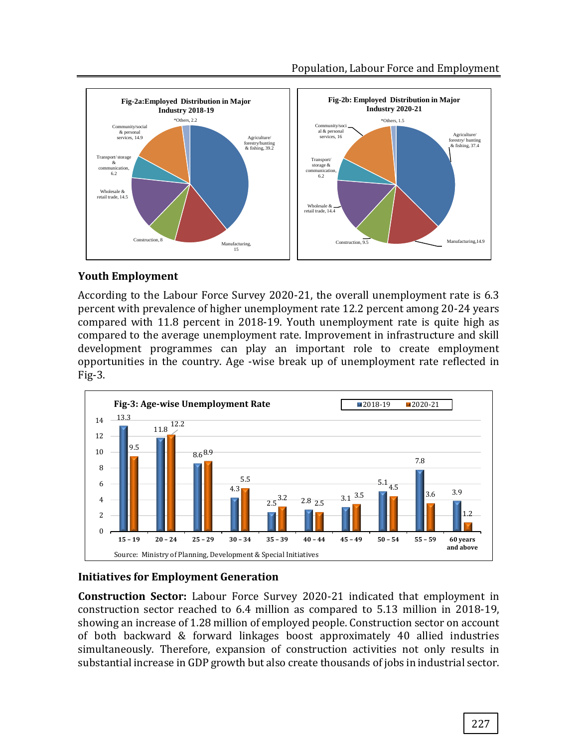**Fig-2a: Employed Distribution in Major Industry 2018-19**

| Industry | Percent |
|---|---|
| Agriculture/ forestry/hunting & fishing | 39.2 |
| Manufacturing | 15 |
| Construction | 8 |
| Wholesale & retail trade | 14.5 |
| Transport/ storage & communication | 6.2 |
| Community/social & personal services | 14.9 |
| *Others | 2.2 |

**Fig-2b: Employed Distribution in Major Industry 2020-21**

| Industry | Percent |
|---|---|
| Agriculture/ forestry/ hunting & fishing | 37.4 |
| Manufacturing | 14.9 |
| Construction | 9.5 |
| Wholesale & retail trade | 14.4 |
| Transport/ storage & communication | 6.2 |
| Community/social & personal services | 16 |
| *Others | 1.5 |

## Youth Employment

According to the Labour Force Survey 2020-21, the overall unemployment rate is 6.3 percent with prevalence of higher unemployment rate 12.2 percent among 20-24 years compared with 11.8 percent in 2018-19. Youth unemployment rate is quite high as compared to the average unemployment rate. Improvement in infrastructure and skill development programmes can play an important role to create employment opportunities in the country. Age -wise break up of unemployment rate reflected in Fig-3.

**Fig-3: Age-wise Unemployment Rate**

| Age group | 2018-19 | 2020-21 |
|---|---|---|
| 15 – 19 | 13.3 | 9.5 |
| 20 – 24 | 11.8 | 12.2 |
| 25 – 29 | 8.6 | 8.9 |
| 30 – 34 | 4.3 | 5.5 |
| 35 – 39 | 2.5 | 3.2 |
| 40 – 44 | 2.8 | 2.5 |
| 45 – 49 | 3.1 | 3.5 |
| 50 – 54 | 5.1 | 4.5 |
| 55 – 59 | 7.8 | 3.6 |
| 60 years and above | 3.9 | 1.2 |

Source: Ministry of Planning, Development & Special Initiatives

## Initiatives for Employment Generation

**Construction Sector:** Labour Force Survey 2020-21 indicated that employment in construction sector reached to 6.4 million as compared to 5.13 million in 2018-19, showing an increase of 1.28 million of employed people. Construction sector on account of both backward & forward linkages boost approximately 40 allied industries simultaneously. Therefore, expansion of construction activities not only results in substantial increase in GDP growth but also create thousands of jobs in industrial sector.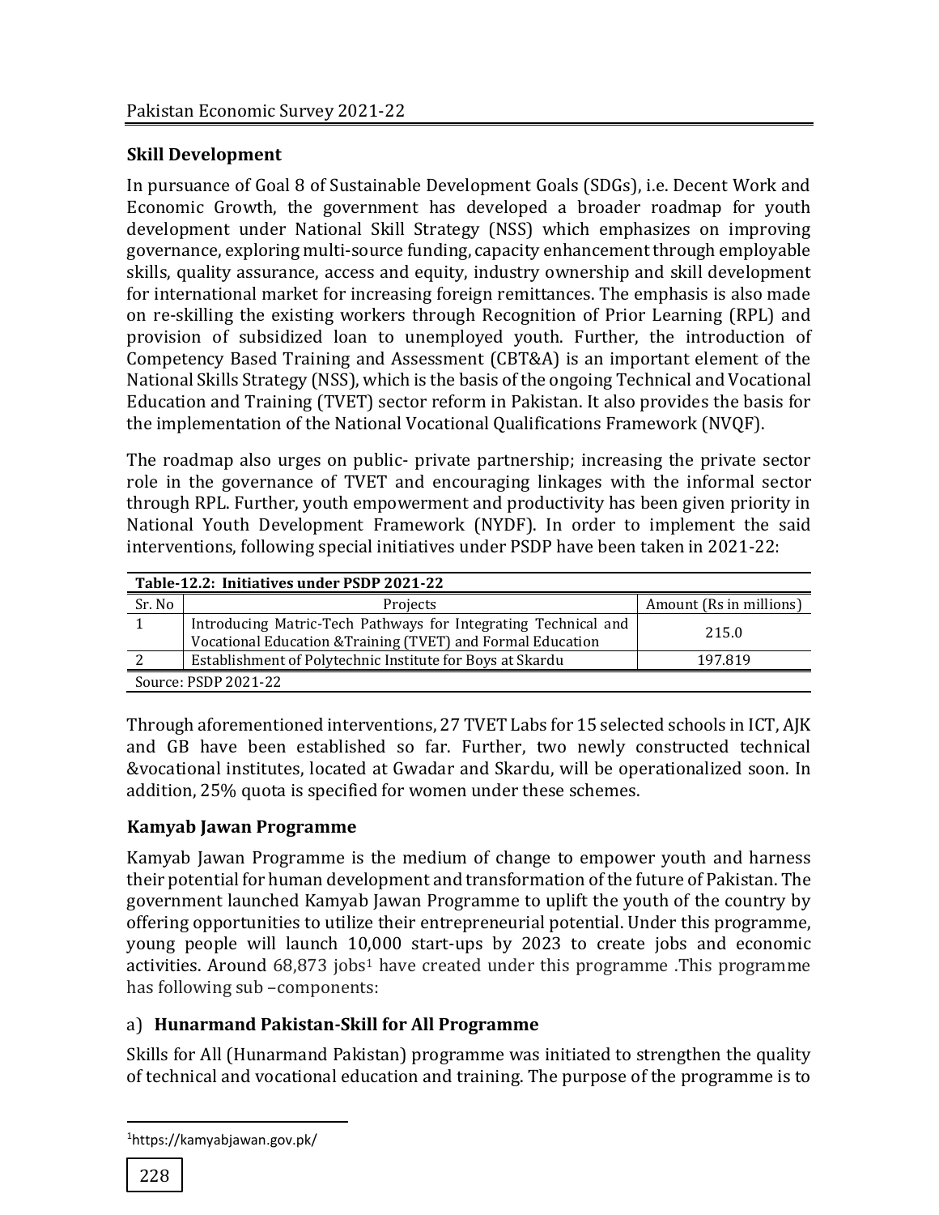## Skill Development

In pursuance of Goal 8 of Sustainable Development Goals (SDGs), i.e. Decent Work and Economic Growth, the government has developed a broader roadmap for youth development under National Skill Strategy (NSS) which emphasizes on improving governance, exploring multi-source funding, capacity enhancement through employable skills, quality assurance, access and equity, industry ownership and skill development for international market for increasing foreign remittances. The emphasis is also made on re-skilling the existing workers through Recognition of Prior Learning (RPL) and provision of subsidized loan to unemployed youth. Further, the introduction of Competency Based Training and Assessment (CBT&A) is an important element of the National Skills Strategy (NSS), which is the basis of the ongoing Technical and Vocational Education and Training (TVET) sector reform in Pakistan. It also provides the basis for the implementation of the National Vocational Qualifications Framework (NVQF).

The roadmap also urges on public- private partnership; increasing the private sector role in the governance of TVET and encouraging linkages with the informal sector through RPL. Further, youth empowerment and productivity has been given priority in National Youth Development Framework (NYDF). In order to implement the said interventions, following special initiatives under PSDP have been taken in 2021-22:

**Table-12.2: Initiatives under PSDP 2021-22**

| Sr. No | Projects | Amount (Rs in millions) |
|---|---|---|
| 1 | Introducing Matric-Tech Pathways for Integrating Technical and Vocational Education &Training (TVET) and Formal Education | 215.0 |
| 2 | Establishment of Polytechnic Institute for Boys at Skardu | 197.819 |

Source: PSDP 2021-22

Through aforementioned interventions, 27 TVET Labs for 15 selected schools in ICT, AJK and GB have been established so far. Further, two newly constructed technical &vocational institutes, located at Gwadar and Skardu, will be operationalized soon. In addition, 25% quota is specified for women under these schemes.

## Kamyab Jawan Programme

Kamyab Jawan Programme is the medium of change to empower youth and harness their potential for human development and transformation of the future of Pakistan. The government launched Kamyab Jawan Programme to uplift the youth of the country by offering opportunities to utilize their entrepreneurial potential. Under this programme, young people will launch 10,000 start-ups by 2023 to create jobs and economic activities. Around 68,873 jobs[1] have created under this programme .This programme has following sub –components:

a) **Hunarmand Pakistan-Skill for All Programme**

Skills for All (Hunarmand Pakistan) programme was initiated to strengthen the quality of technical and vocational education and training. The purpose of the programme is to

[1] https://kamyabjawan.gov.pk/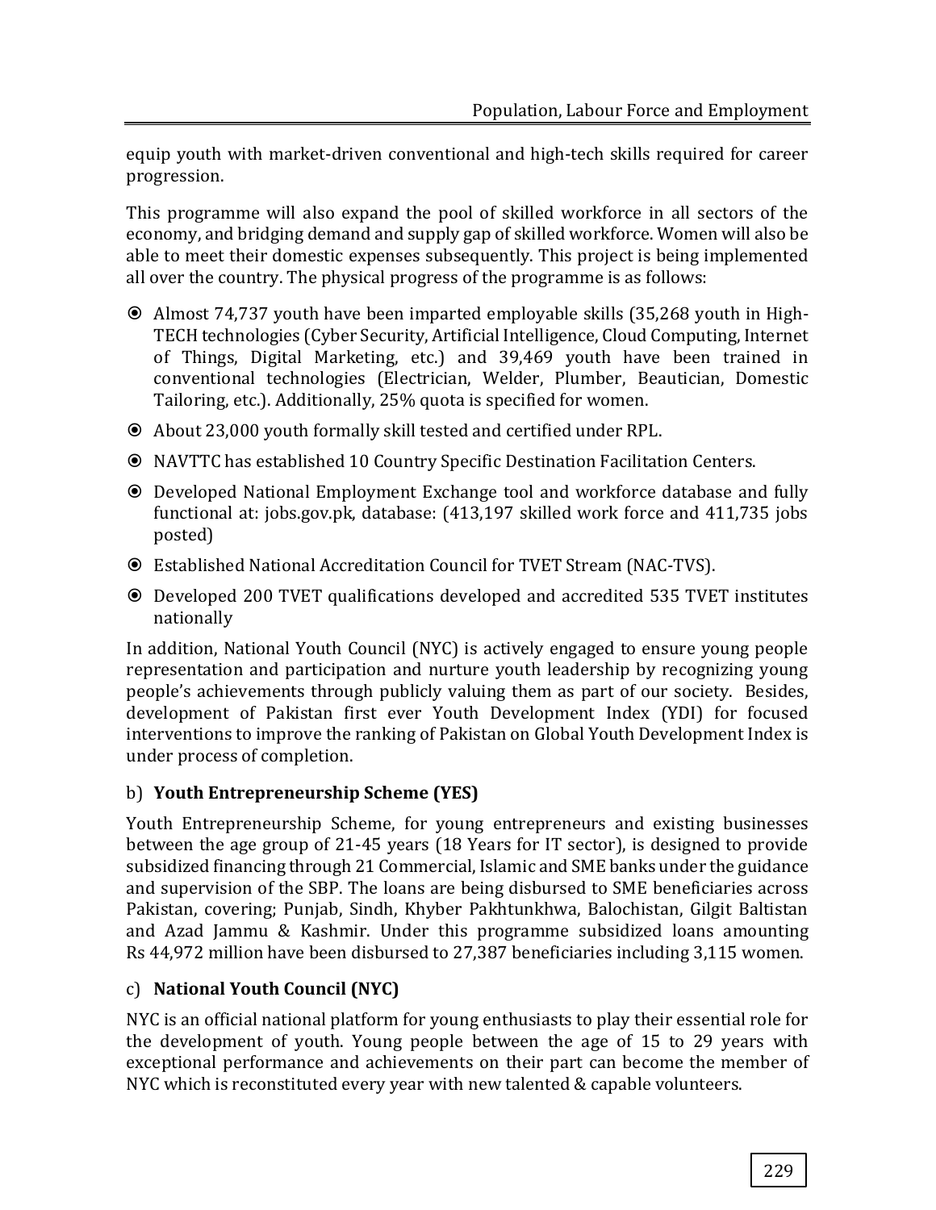equip youth with market-driven conventional and high-tech skills required for career progression.

This programme will also expand the pool of skilled workforce in all sectors of the economy, and bridging demand and supply gap of skilled workforce. Women will also be able to meet their domestic expenses subsequently. This project is being implemented all over the country. The physical progress of the programme is as follows:

- Almost 74,737 youth have been imparted employable skills (35,268 youth in High-TECH technologies (Cyber Security, Artificial Intelligence, Cloud Computing, Internet of Things, Digital Marketing, etc.) and 39,469 youth have been trained in conventional technologies (Electrician, Welder, Plumber, Beautician, Domestic Tailoring, etc.). Additionally, 25% quota is specified for women.
- About 23,000 youth formally skill tested and certified under RPL.
- NAVTTC has established 10 Country Specific Destination Facilitation Centers.
- Developed National Employment Exchange tool and workforce database and fully functional at: jobs.gov.pk, database: (413,197 skilled work force and 411,735 jobs posted)
- Established National Accreditation Council for TVET Stream (NAC-TVS).
- Developed 200 TVET qualifications developed and accredited 535 TVET institutes nationally

In addition, National Youth Council (NYC) is actively engaged to ensure young people representation and participation and nurture youth leadership by recognizing young people's achievements through publicly valuing them as part of our society. Besides, development of Pakistan first ever Youth Development Index (YDI) for focused interventions to improve the ranking of Pakistan on Global Youth Development Index is under process of completion.

### b) **Youth Entrepreneurship Scheme (YES)**

Youth Entrepreneurship Scheme, for young entrepreneurs and existing businesses between the age group of 21-45 years (18 Years for IT sector), is designed to provide subsidized financing through 21 Commercial, Islamic and SME banks under the guidance and supervision of the SBP. The loans are being disbursed to SME beneficiaries across Pakistan, covering; Punjab, Sindh, Khyber Pakhtunkhwa, Balochistan, Gilgit Baltistan and Azad Jammu & Kashmir. Under this programme subsidized loans amounting Rs 44,972 million have been disbursed to 27,387 beneficiaries including 3,115 women.

### c) **National Youth Council (NYC)**

NYC is an official national platform for young enthusiasts to play their essential role for the development of youth. Young people between the age of 15 to 29 years with exceptional performance and achievements on their part can become the member of NYC which is reconstituted every year with new talented & capable volunteers.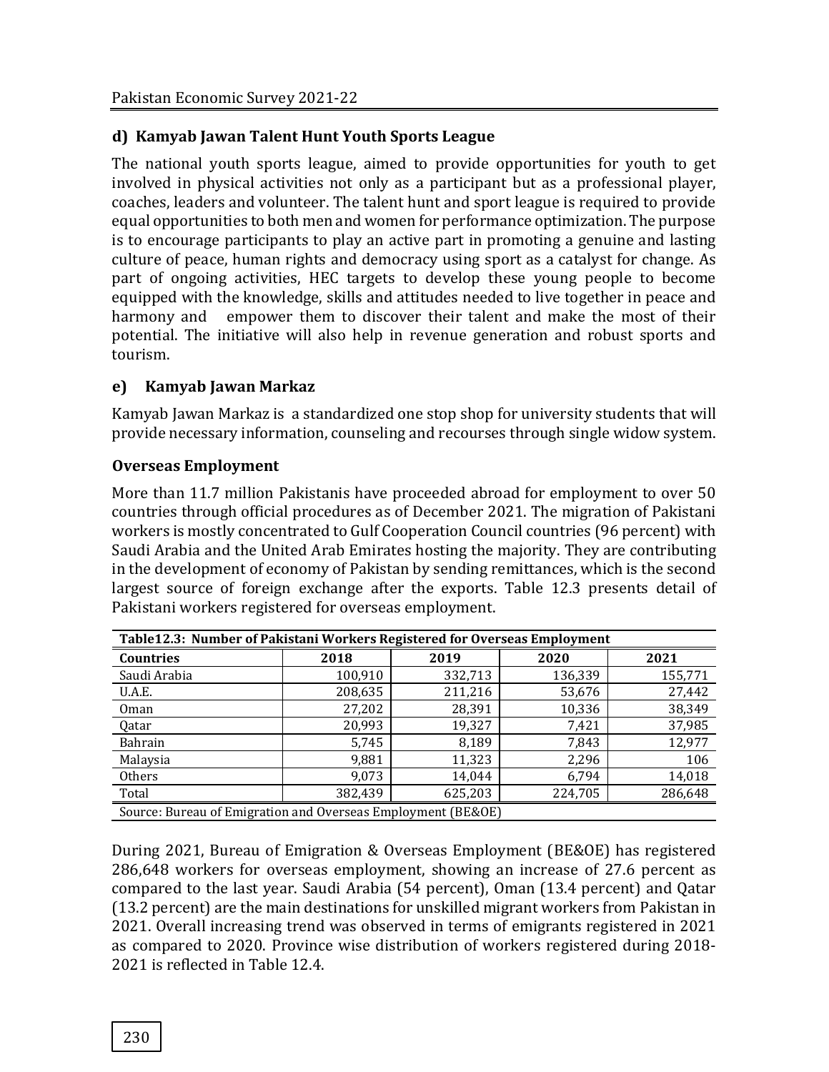### d) Kamyab Jawan Talent Hunt Youth Sports League

The national youth sports league, aimed to provide opportunities for youth to get involved in physical activities not only as a participant but as a professional player, coaches, leaders and volunteer. The talent hunt and sport league is required to provide equal opportunities to both men and women for performance optimization. The purpose is to encourage participants to play an active part in promoting a genuine and lasting culture of peace, human rights and democracy using sport as a catalyst for change. As part of ongoing activities, HEC targets to develop these young people to become equipped with the knowledge, skills and attitudes needed to live together in peace and harmony and empower them to discover their talent and make the most of their potential. The initiative will also help in revenue generation and robust sports and tourism.

### e) Kamyab Jawan Markaz

Kamyab Jawan Markaz is a standardized one stop shop for university students that will provide necessary information, counseling and recourses through single widow system.

### Overseas Employment

More than 11.7 million Pakistanis have proceeded abroad for employment to over 50 countries through official procedures as of December 2021. The migration of Pakistani workers is mostly concentrated to Gulf Cooperation Council countries (96 percent) with Saudi Arabia and the United Arab Emirates hosting the majority. They are contributing in the development of economy of Pakistan by sending remittances, which is the second largest source of foreign exchange after the exports. Table 12.3 presents detail of Pakistani workers registered for overseas employment.

**Table12.3: Number of Pakistani Workers Registered for Overseas Employment**

| Countries | 2018 | 2019 | 2020 | 2021 |
|---|---|---|---|---|
| Saudi Arabia | 100,910 | 332,713 | 136,339 | 155,771 |
| U.A.E. | 208,635 | 211,216 | 53,676 | 27,442 |
| Oman | 27,202 | 28,391 | 10,336 | 38,349 |
| Qatar | 20,993 | 19,327 | 7,421 | 37,985 |
| Bahrain | 5,745 | 8,189 | 7,843 | 12,977 |
| Malaysia | 9,881 | 11,323 | 2,296 | 106 |
| Others | 9,073 | 14,044 | 6,794 | 14,018 |
| Total | 382,439 | 625,203 | 224,705 | 286,648 |

Source: Bureau of Emigration and Overseas Employment (BE&OE)

During 2021, Bureau of Emigration & Overseas Employment (BE&OE) has registered 286,648 workers for overseas employment, showing an increase of 27.6 percent as compared to the last year. Saudi Arabia (54 percent), Oman (13.4 percent) and Qatar (13.2 percent) are the main destinations for unskilled migrant workers from Pakistan in 2021. Overall increasing trend was observed in terms of emigrants registered in 2021 as compared to 2020. Province wise distribution of workers registered during 2018-2021 is reflected in Table 12.4.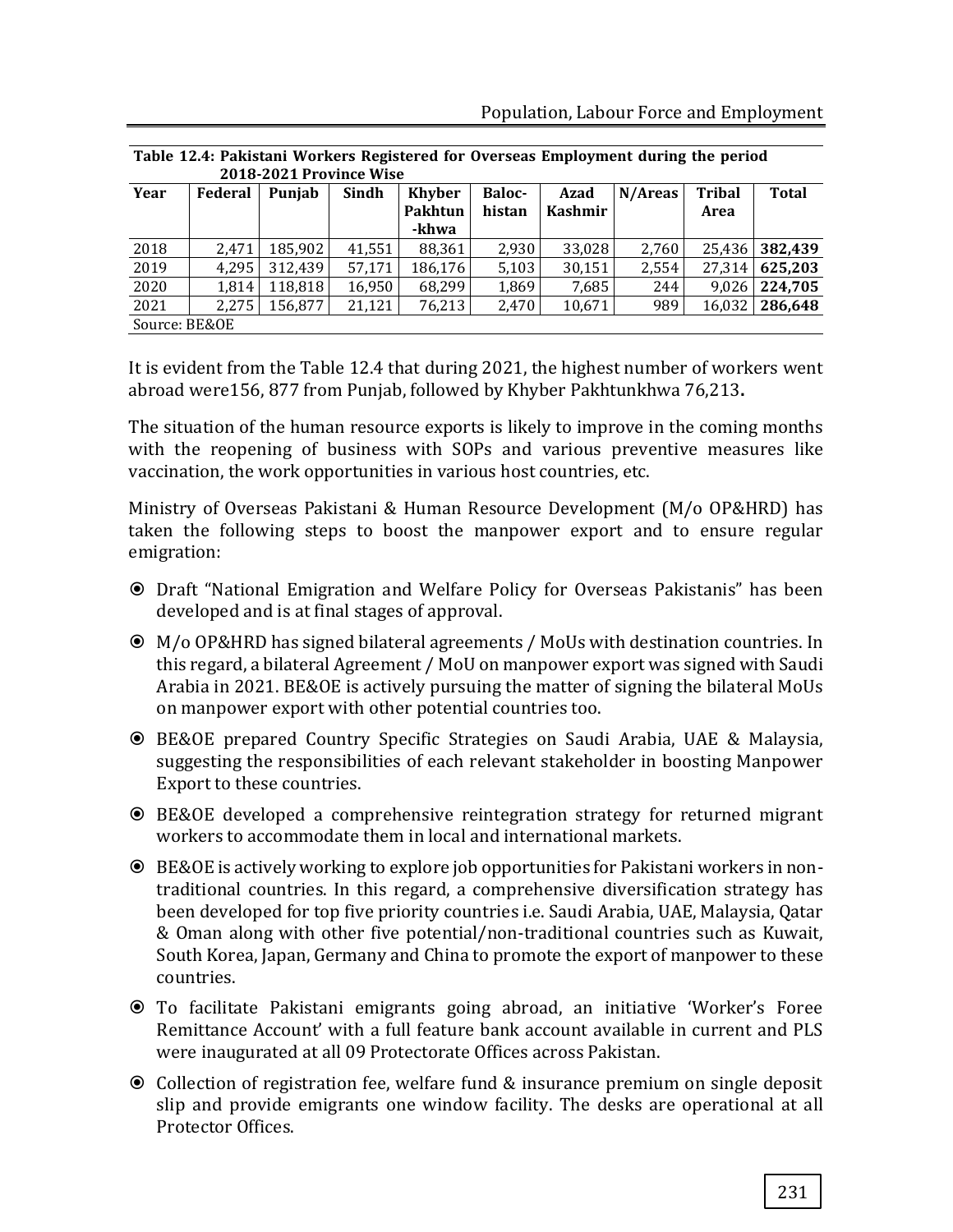**Table 12.4: Pakistani Workers Registered for Overseas Employment during the period 2018-2021 Province Wise**

| Year | Federal | Punjab | Sindh | Khyber Pakhtun-khwa | Baloc-histan | Azad Kashmir | N/Areas | Tribal Area | Total |
|---|---|---|---|---|---|---|---|---|---|
| 2018 | 2,471 | 185,902 | 41,551 | 88,361 | 2,930 | 33,028 | 2,760 | 25,436 | **382,439** |
| 2019 | 4,295 | 312,439 | 57,171 | 186,176 | 5,103 | 30,151 | 2,554 | 27,314 | **625,203** |
| 2020 | 1,814 | 118,818 | 16,950 | 68,299 | 1,869 | 7,685 | 244 | 9,026 | **224,705** |
| 2021 | 2,275 | 156,877 | 21,121 | 76,213 | 2,470 | 10,671 | 989 | 16,032 | **286,648** |

Source: BE&OE

It is evident from the Table 12.4 that during 2021, the highest number of workers went abroad were156, 877 from Punjab, followed by Khyber Pakhtunkhwa 76,213**.**

The situation of the human resource exports is likely to improve in the coming months with the reopening of business with SOPs and various preventive measures like vaccination, the work opportunities in various host countries, etc.

Ministry of Overseas Pakistani & Human Resource Development (M/o OP&HRD) has taken the following steps to boost the manpower export and to ensure regular emigration:

- Draft "National Emigration and Welfare Policy for Overseas Pakistanis" has been developed and is at final stages of approval.
- M/o OP&HRD has signed bilateral agreements / MoUs with destination countries. In this regard, a bilateral Agreement / MoU on manpower export was signed with Saudi Arabia in 2021. BE&OE is actively pursuing the matter of signing the bilateral MoUs on manpower export with other potential countries too.
- BE&OE prepared Country Specific Strategies on Saudi Arabia, UAE & Malaysia, suggesting the responsibilities of each relevant stakeholder in boosting Manpower Export to these countries.
- BE&OE developed a comprehensive reintegration strategy for returned migrant workers to accommodate them in local and international markets.
- BE&OE is actively working to explore job opportunities for Pakistani workers in non-traditional countries. In this regard, a comprehensive diversification strategy has been developed for top five priority countries i.e. Saudi Arabia, UAE, Malaysia, Qatar & Oman along with other five potential/non-traditional countries such as Kuwait, South Korea, Japan, Germany and China to promote the export of manpower to these countries.
- To facilitate Pakistani emigrants going abroad, an initiative 'Worker's Foree Remittance Account' with a full feature bank account available in current and PLS were inaugurated at all 09 Protectorate Offices across Pakistan.
- Collection of registration fee, welfare fund & insurance premium on single deposit slip and provide emigrants one window facility. The desks are operational at all Protector Offices.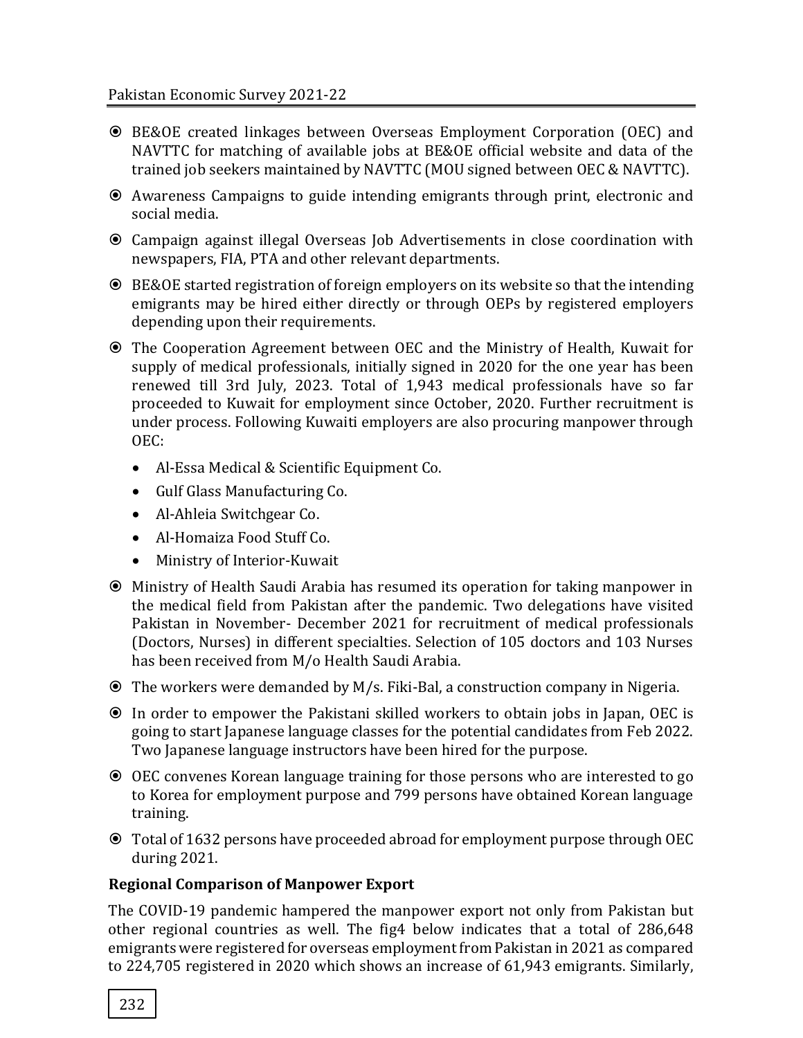- BE&OE created linkages between Overseas Employment Corporation (OEC) and NAVTTC for matching of available jobs at BE&OE official website and data of the trained job seekers maintained by NAVTTC (MOU signed between OEC & NAVTTC).
- Awareness Campaigns to guide intending emigrants through print, electronic and social media.
- Campaign against illegal Overseas Job Advertisements in close coordination with newspapers, FIA, PTA and other relevant departments.
- BE&OE started registration of foreign employers on its website so that the intending emigrants may be hired either directly or through OEPs by registered employers depending upon their requirements.
- The Cooperation Agreement between OEC and the Ministry of Health, Kuwait for supply of medical professionals, initially signed in 2020 for the one year has been renewed till 3rd July, 2023. Total of 1,943 medical professionals have so far proceeded to Kuwait for employment since October, 2020. Further recruitment is under process. Following Kuwaiti employers are also procuring manpower through OEC:
    - Al-Essa Medical & Scientific Equipment Co.
    - Gulf Glass Manufacturing Co.
    - Al-Ahleia Switchgear Co.
    - Al-Homaiza Food Stuff Co.
    - Ministry of Interior-Kuwait
- Ministry of Health Saudi Arabia has resumed its operation for taking manpower in the medical field from Pakistan after the pandemic. Two delegations have visited Pakistan in November- December 2021 for recruitment of medical professionals (Doctors, Nurses) in different specialties. Selection of 105 doctors and 103 Nurses has been received from M/o Health Saudi Arabia.
- The workers were demanded by M/s. Fiki-Bal, a construction company in Nigeria.
- In order to empower the Pakistani skilled workers to obtain jobs in Japan, OEC is going to start Japanese language classes for the potential candidates from Feb 2022. Two Japanese language instructors have been hired for the purpose.
- OEC convenes Korean language training for those persons who are interested to go to Korea for employment purpose and 799 persons have obtained Korean language training.
- Total of 1632 persons have proceeded abroad for employment purpose through OEC during 2021.

**Regional Comparison of Manpower Export**

The COVID-19 pandemic hampered the manpower export not only from Pakistan but other regional countries as well. The fig4 below indicates that a total of 286,648 emigrants were registered for overseas employment from Pakistan in 2021 as compared to 224,705 registered in 2020 which shows an increase of 61,943 emigrants. Similarly,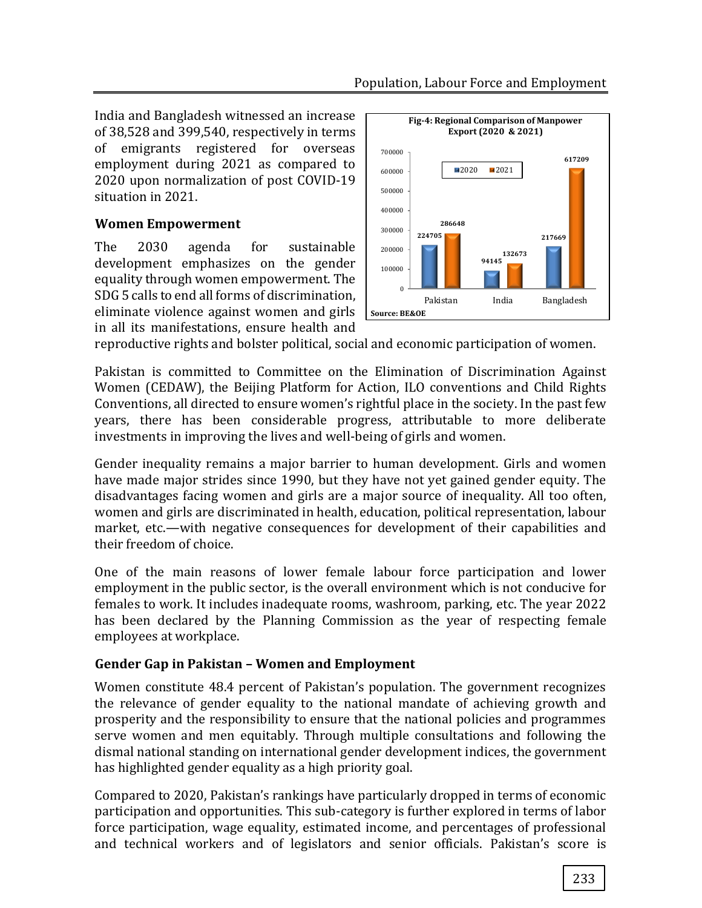India and Bangladesh witnessed an increase of 38,528 and 399,540, respectively in terms of emigrants registered for overseas employment during 2021 as compared to 2020 upon normalization of post COVID-19 situation in 2021.

**Fig-4: Regional Comparison of Manpower Export (2020 & 2021)**

| Country | 2020 | 2021 |
|---|---|---|
| Pakistan | 224705 | 286648 |
| India | 94145 | 132673 |
| Bangladesh | 217669 | 617209 |

Source: BE&OE

### Women Empowerment

The 2030 agenda for sustainable development emphasizes on the gender equality through women empowerment. The SDG 5 calls to end all forms of discrimination, eliminate violence against women and girls in all its manifestations, ensure health and reproductive rights and bolster political, social and economic participation of women.

Pakistan is committed to Committee on the Elimination of Discrimination Against Women (CEDAW), the Beijing Platform for Action, ILO conventions and Child Rights Conventions, all directed to ensure women's rightful place in the society. In the past few years, there has been considerable progress, attributable to more deliberate investments in improving the lives and well-being of girls and women.

Gender inequality remains a major barrier to human development. Girls and women have made major strides since 1990, but they have not yet gained gender equity. The disadvantages facing women and girls are a major source of inequality. All too often, women and girls are discriminated in health, education, political representation, labour market, etc.—with negative consequences for development of their capabilities and their freedom of choice.

One of the main reasons of lower female labour force participation and lower employment in the public sector, is the overall environment which is not conducive for females to work. It includes inadequate rooms, washroom, parking, etc. The year 2022 has been declared by the Planning Commission as the year of respecting female employees at workplace.

### Gender Gap in Pakistan – Women and Employment

Women constitute 48.4 percent of Pakistan's population. The government recognizes the relevance of gender equality to the national mandate of achieving growth and prosperity and the responsibility to ensure that the national policies and programmes serve women and men equitably. Through multiple consultations and following the dismal national standing on international gender development indices, the government has highlighted gender equality as a high priority goal.

Compared to 2020, Pakistan's rankings have particularly dropped in terms of economic participation and opportunities. This sub-category is further explored in terms of labor force participation, wage equality, estimated income, and percentages of professional and technical workers and of legislators and senior officials. Pakistan's score is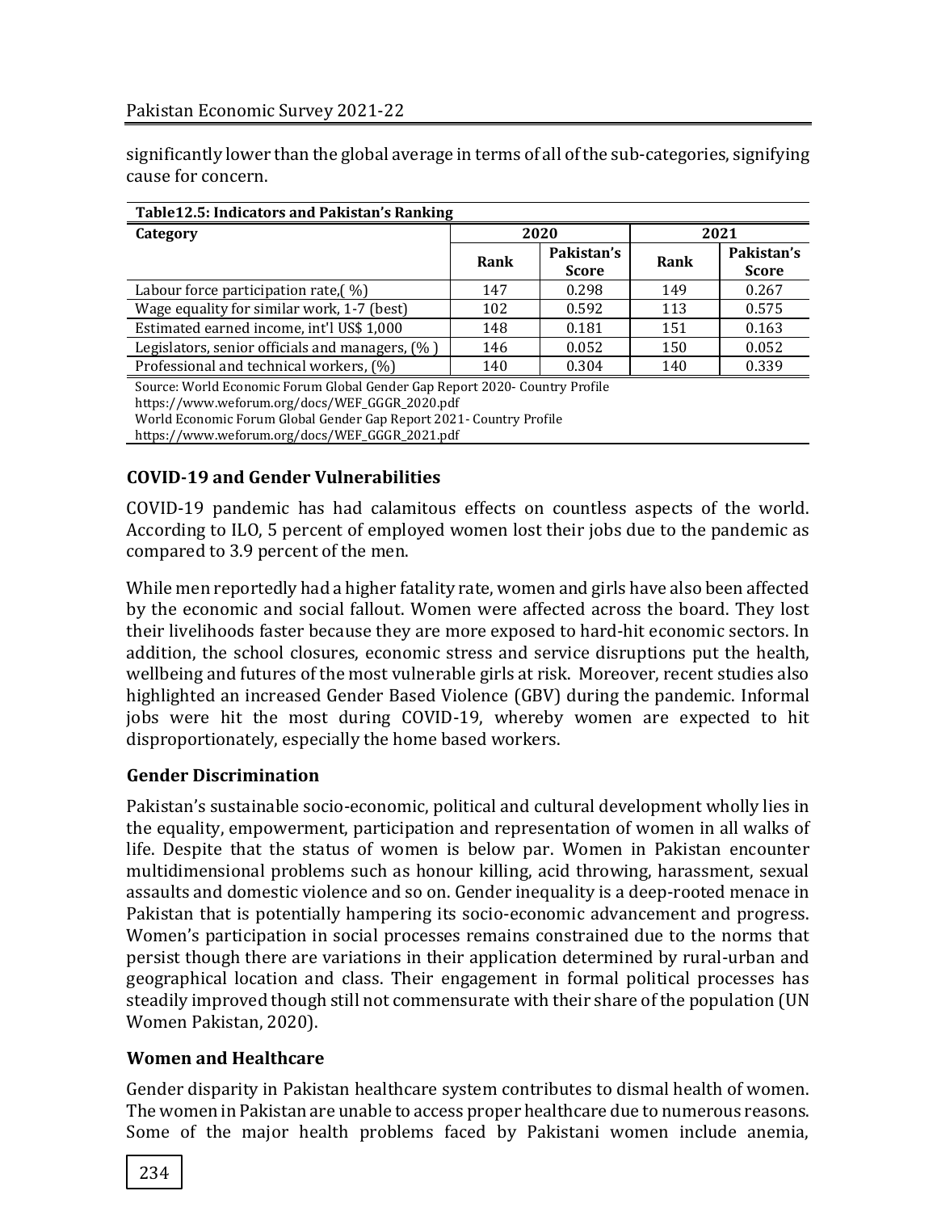significantly lower than the global average in terms of all of the sub-categories, signifying cause for concern.

**Table12.5: Indicators and Pakistan's Ranking**

| Category | 2020 | | 2021 | |
|---|---|---|---|---|
| | Rank | Pakistan's Score | Rank | Pakistan's Score |
| Labour force participation rate,( %) | 147 | 0.298 | 149 | 0.267 |
| Wage equality for similar work, 1-7 (best) | 102 | 0.592 | 113 | 0.575 |
| Estimated earned income, int'l US$ 1,000 | 148 | 0.181 | 151 | 0.163 |
| Legislators, senior officials and managers, (% ) | 146 | 0.052 | 150 | 0.052 |
| Professional and technical workers, (%) | 140 | 0.304 | 140 | 0.339 |

Source: World Economic Forum Global Gender Gap Report 2020- Country Profile
https://www.weforum.org/docs/WEF_GGGR_2020.pdf
World Economic Forum Global Gender Gap Report 2021- Country Profile
https://www.weforum.org/docs/WEF_GGGR_2021.pdf

### COVID-19 and Gender Vulnerabilities

COVID-19 pandemic has had calamitous effects on countless aspects of the world. According to ILO, 5 percent of employed women lost their jobs due to the pandemic as compared to 3.9 percent of the men.

While men reportedly had a higher fatality rate, women and girls have also been affected by the economic and social fallout. Women were affected across the board. They lost their livelihoods faster because they are more exposed to hard-hit economic sectors. In addition, the school closures, economic stress and service disruptions put the health, wellbeing and futures of the most vulnerable girls at risk. Moreover, recent studies also highlighted an increased Gender Based Violence (GBV) during the pandemic. Informal jobs were hit the most during COVID-19, whereby women are expected to hit disproportionately, especially the home based workers.

### Gender Discrimination

Pakistan's sustainable socio-economic, political and cultural development wholly lies in the equality, empowerment, participation and representation of women in all walks of life. Despite that the status of women is below par. Women in Pakistan encounter multidimensional problems such as honour killing, acid throwing, harassment, sexual assaults and domestic violence and so on. Gender inequality is a deep-rooted menace in Pakistan that is potentially hampering its socio-economic advancement and progress. Women's participation in social processes remains constrained due to the norms that persist though there are variations in their application determined by rural-urban and geographical location and class. Their engagement in formal political processes has steadily improved though still not commensurate with their share of the population (UN Women Pakistan, 2020).

### Women and Healthcare

Gender disparity in Pakistan healthcare system contributes to dismal health of women. The women in Pakistan are unable to access proper healthcare due to numerous reasons. Some of the major health problems faced by Pakistani women include anemia,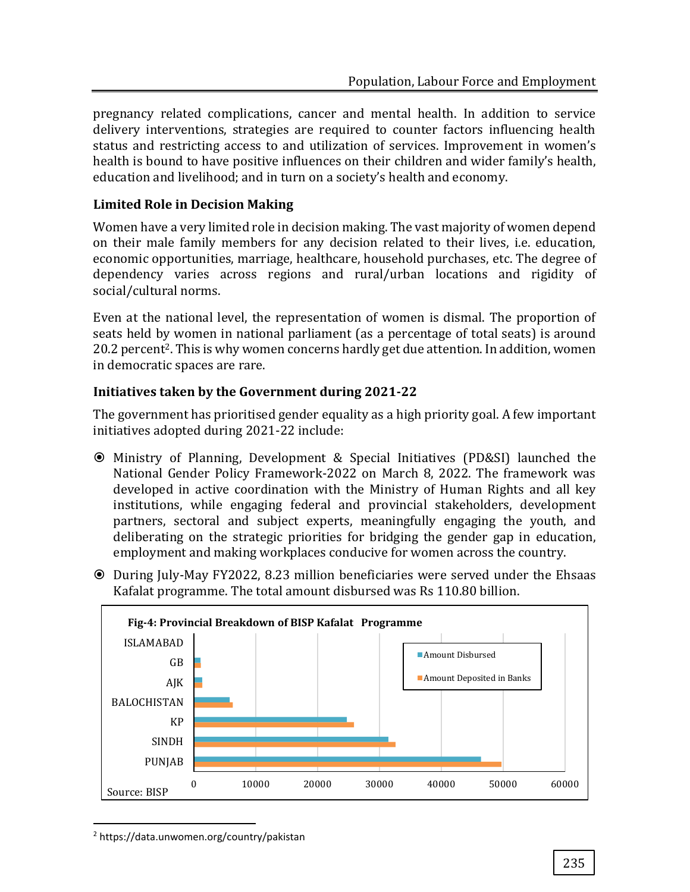pregnancy related complications, cancer and mental health. In addition to service delivery interventions, strategies are required to counter factors influencing health status and restricting access to and utilization of services. Improvement in women's health is bound to have positive influences on their children and wider family's health, education and livelihood; and in turn on a society's health and economy.

### Limited Role in Decision Making

Women have a very limited role in decision making. The vast majority of women depend on their male family members for any decision related to their lives, i.e. education, economic opportunities, marriage, healthcare, household purchases, etc. The degree of dependency varies across regions and rural/urban locations and rigidity of social/cultural norms.

Even at the national level, the representation of women is dismal. The proportion of seats held by women in national parliament (as a percentage of total seats) is around 20.2 percent[2]. This is why women concerns hardly get due attention. In addition, women in democratic spaces are rare.

### Initiatives taken by the Government during 2021-22

The government has prioritised gender equality as a high priority goal. A few important initiatives adopted during 2021-22 include:

- Ministry of Planning, Development & Special Initiatives (PD&SI) launched the National Gender Policy Framework-2022 on March 8, 2022. The framework was developed in active coordination with the Ministry of Human Rights and all key institutions, while engaging federal and provincial stakeholders, development partners, sectoral and subject experts, meaningfully engaging the youth, and deliberating on the strategic priorities for bridging the gender gap in education, employment and making workplaces conducive for women across the country.
- During July-May FY2022, 8.23 million beneficiaries were served under the Ehsaas Kafalat programme. The total amount disbursed was Rs 110.80 billion.

**Fig-4: Provincial Breakdown of BISP Kafalat Programme**

Source: BISP

---

[2] https://data.unwomen.org/country/pakistan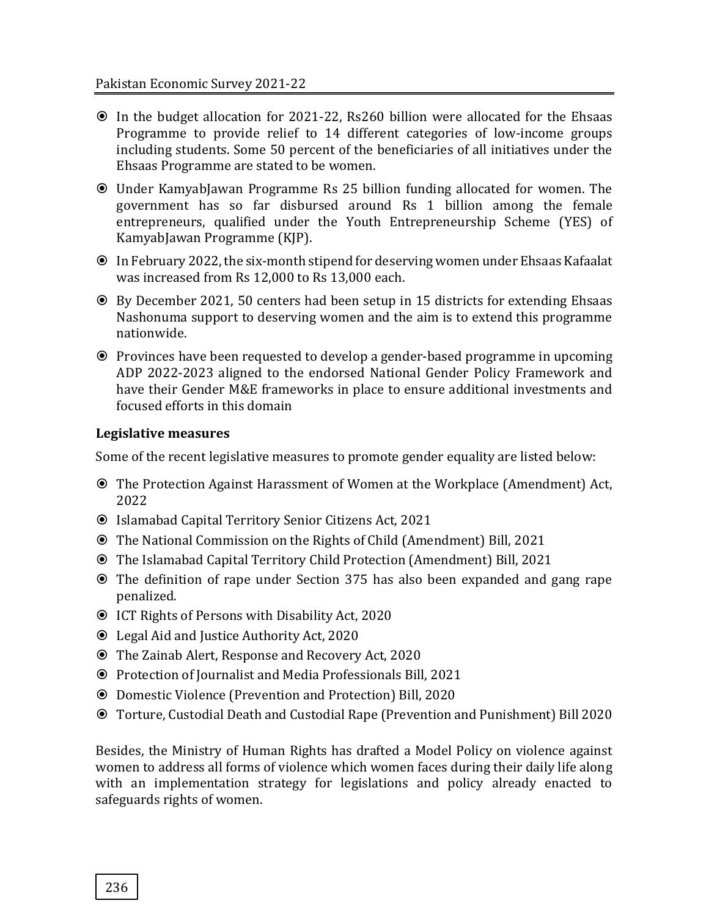- In the budget allocation for 2021-22, Rs260 billion were allocated for the Ehsaas Programme to provide relief to 14 different categories of low-income groups including students. Some 50 percent of the beneficiaries of all initiatives under the Ehsaas Programme are stated to be women.
- Under KamyabJawan Programme Rs 25 billion funding allocated for women. The government has so far disbursed around Rs 1 billion among the female entrepreneurs, qualified under the Youth Entrepreneurship Scheme (YES) of KamyabJawan Programme (KJP).
- In February 2022, the six-month stipend for deserving women under Ehsaas Kafaalat was increased from Rs 12,000 to Rs 13,000 each.
- By December 2021, 50 centers had been setup in 15 districts for extending Ehsaas Nashonuma support to deserving women and the aim is to extend this programme nationwide.
- Provinces have been requested to develop a gender-based programme in upcoming ADP 2022-2023 aligned to the endorsed National Gender Policy Framework and have their Gender M&E frameworks in place to ensure additional investments and focused efforts in this domain

**Legislative measures**

Some of the recent legislative measures to promote gender equality are listed below:

- The Protection Against Harassment of Women at the Workplace (Amendment) Act, 2022
- Islamabad Capital Territory Senior Citizens Act, 2021
- The National Commission on the Rights of Child (Amendment) Bill, 2021
- The Islamabad Capital Territory Child Protection (Amendment) Bill, 2021
- The definition of rape under Section 375 has also been expanded and gang rape penalized.
- ICT Rights of Persons with Disability Act, 2020
- Legal Aid and Justice Authority Act, 2020
- The Zainab Alert, Response and Recovery Act, 2020
- Protection of Journalist and Media Professionals Bill, 2021
- Domestic Violence (Prevention and Protection) Bill, 2020
- Torture, Custodial Death and Custodial Rape (Prevention and Punishment) Bill 2020

Besides, the Ministry of Human Rights has drafted a Model Policy on violence against women to address all forms of violence which women faces during their daily life along with an implementation strategy for legislations and policy already enacted to safeguards rights of women.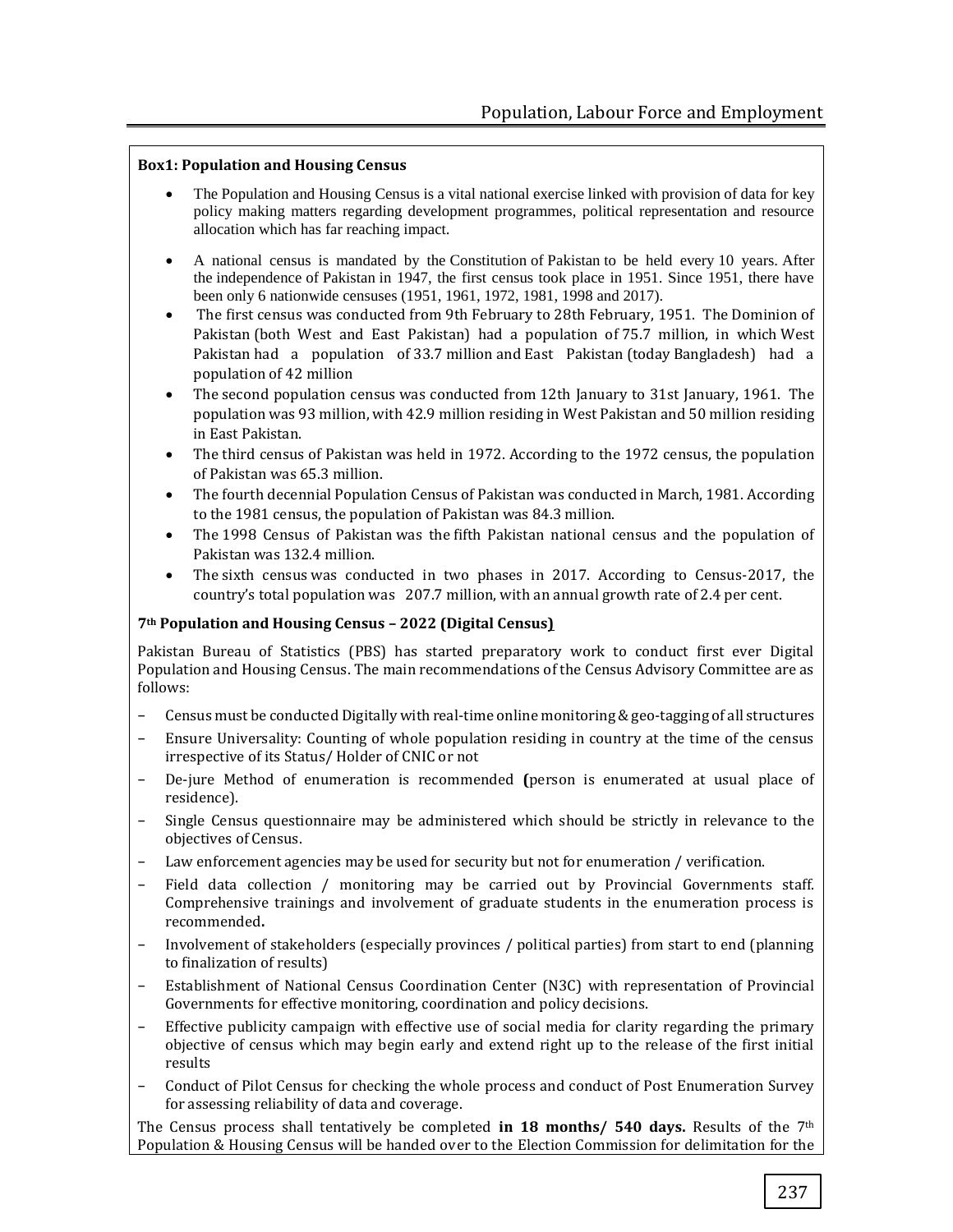**Box1: Population and Housing Census**

- The Population and Housing Census is a vital national exercise linked with provision of data for key policy making matters regarding development programmes, political representation and resource allocation which has far reaching impact.
- A national census is mandated by the Constitution of Pakistan to be held every 10 years. After the independence of Pakistan in 1947, the first census took place in 1951. Since 1951, there have been only 6 nationwide censuses (1951, 1961, 1972, 1981, 1998 and 2017).
- The first census was conducted from 9th February to 28th February, 1951. The Dominion of Pakistan (both West and East Pakistan) had a population of 75.7 million, in which West Pakistan had a population of 33.7 million and East Pakistan (today Bangladesh) had a population of 42 million
- The second population census was conducted from 12th January to 31st January, 1961. The population was 93 million, with 42.9 million residing in West Pakistan and 50 million residing in East Pakistan.
- The third census of Pakistan was held in 1972. According to the 1972 census, the population of Pakistan was 65.3 million.
- The fourth decennial Population Census of Pakistan was conducted in March, 1981. According to the 1981 census, the population of Pakistan was 84.3 million.
- The 1998 Census of Pakistan was the fifth Pakistan national census and the population of Pakistan was 132.4 million.
- The sixth census was conducted in two phases in 2017. According to Census-2017, the country's total population was 207.7 million, with an annual growth rate of 2.4 per cent.

**7th Population and Housing Census – 2022 (Digital Census)**

Pakistan Bureau of Statistics (PBS) has started preparatory work to conduct first ever Digital Population and Housing Census. The main recommendations of the Census Advisory Committee are as follows:

- Census must be conducted Digitally with real-time online monitoring & geo-tagging of all structures
- Ensure Universality: Counting of whole population residing in country at the time of the census irrespective of its Status/ Holder of CNIC or not
- De-jure Method of enumeration is recommended **(**person is enumerated at usual place of residence).
- Single Census questionnaire may be administered which should be strictly in relevance to the objectives of Census.
- Law enforcement agencies may be used for security but not for enumeration / verification.
- Field data collection / monitoring may be carried out by Provincial Governments staff. Comprehensive trainings and involvement of graduate students in the enumeration process is recommended**.**
- Involvement of stakeholders (especially provinces / political parties) from start to end (planning to finalization of results)
- Establishment of National Census Coordination Center (N3C) with representation of Provincial Governments for effective monitoring, coordination and policy decisions.
- Effective publicity campaign with effective use of social media for clarity regarding the primary objective of census which may begin early and extend right up to the release of the first initial results
- Conduct of Pilot Census for checking the whole process and conduct of Post Enumeration Survey for assessing reliability of data and coverage.

The Census process shall tentatively be completed **in 18 months/ 540 days.** Results of the 7th Population & Housing Census will be handed over to the Election Commission for delimitation for the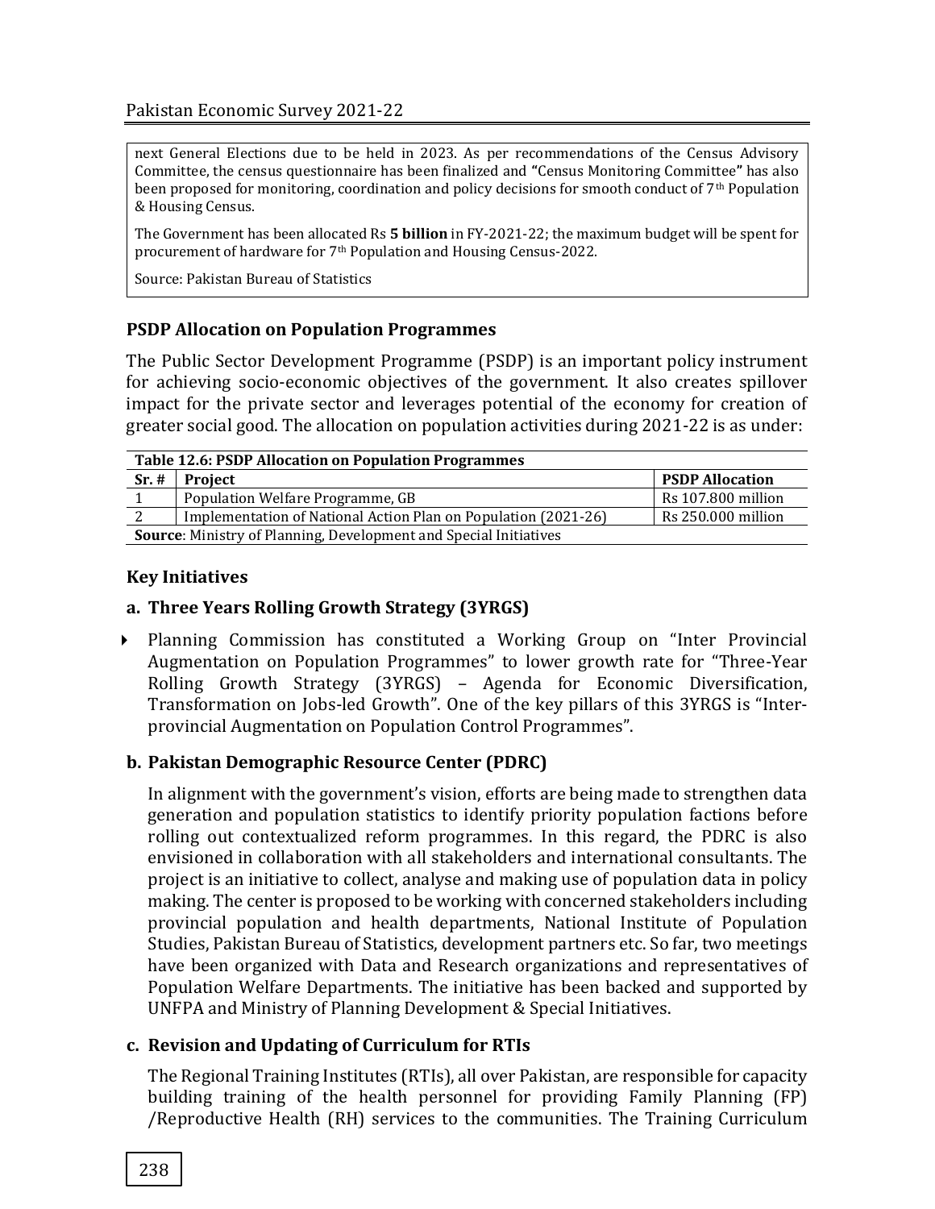next General Elections due to be held in 2023. As per recommendations of the Census Advisory Committee, the census questionnaire has been finalized and **"**Census Monitoring Committee**"** has also been proposed for monitoring, coordination and policy decisions for smooth conduct of 7th Population & Housing Census.

The Government has been allocated Rs **5 billion** in FY-2021-22; the maximum budget will be spent for procurement of hardware for 7th Population and Housing Census-2022.

Source: Pakistan Bureau of Statistics

### PSDP Allocation on Population Programmes

The Public Sector Development Programme (PSDP) is an important policy instrument for achieving socio-economic objectives of the government. It also creates spillover impact for the private sector and leverages potential of the economy for creation of greater social good. The allocation on population activities during 2021-22 is as under:

**Table 12.6: PSDP Allocation on Population Programmes**

| Sr. # | Project | PSDP Allocation |
|---|---|---|
| 1 | Population Welfare Programme, GB | Rs 107.800 million |
| 2 | Implementation of National Action Plan on Population (2021-26) | Rs 250.000 million |

**Source**: Ministry of Planning, Development and Special Initiatives

### Key Initiatives

#### a. Three Years Rolling Growth Strategy (3YRGS)

- Planning Commission has constituted a Working Group on "Inter Provincial Augmentation on Population Programmes" to lower growth rate for "Three-Year Rolling Growth Strategy (3YRGS) – Agenda for Economic Diversification, Transformation on Jobs-led Growth". One of the key pillars of this 3YRGS is "Inter-provincial Augmentation on Population Control Programmes".

#### b. Pakistan Demographic Resource Center (PDRC)

In alignment with the government's vision, efforts are being made to strengthen data generation and population statistics to identify priority population factions before rolling out contextualized reform programmes. In this regard, the PDRC is also envisioned in collaboration with all stakeholders and international consultants. The project is an initiative to collect, analyse and making use of population data in policy making. The center is proposed to be working with concerned stakeholders including provincial population and health departments, National Institute of Population Studies, Pakistan Bureau of Statistics, development partners etc. So far, two meetings have been organized with Data and Research organizations and representatives of Population Welfare Departments. The initiative has been backed and supported by UNFPA and Ministry of Planning Development & Special Initiatives.

#### c. Revision and Updating of Curriculum for RTIs

The Regional Training Institutes (RTIs), all over Pakistan, are responsible for capacity building training of the health personnel for providing Family Planning (FP) /Reproductive Health (RH) services to the communities. The Training Curriculum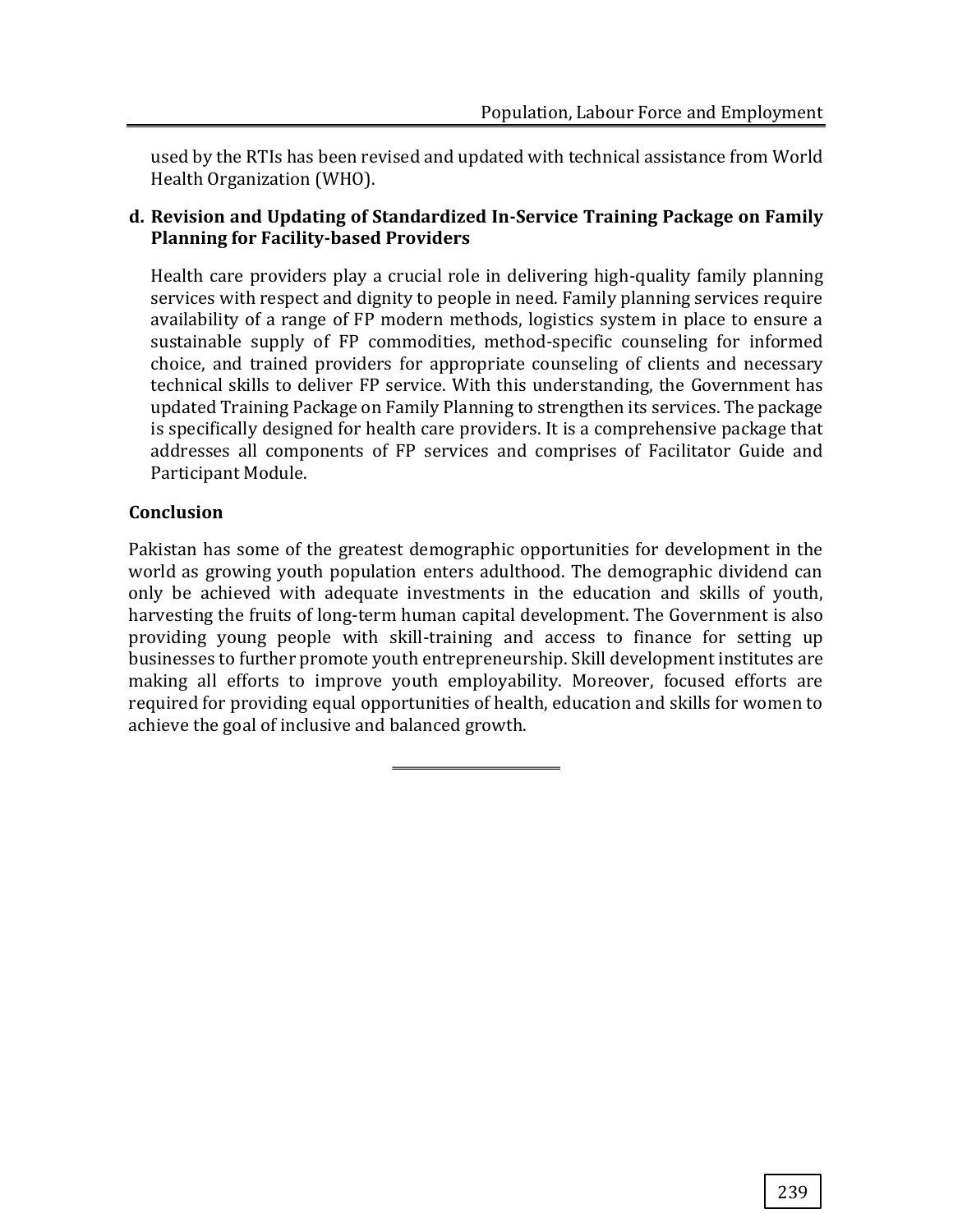used by the RTIs has been revised and updated with technical assistance from World Health Organization (WHO).

**d. Revision and Updating of Standardized In-Service Training Package on Family Planning for Facility-based Providers**

Health care providers play a crucial role in delivering high-quality family planning services with respect and dignity to people in need. Family planning services require availability of a range of FP modern methods, logistics system in place to ensure a sustainable supply of FP commodities, method-specific counseling for informed choice, and trained providers for appropriate counseling of clients and necessary technical skills to deliver FP service. With this understanding, the Government has updated Training Package on Family Planning to strengthen its services. The package is specifically designed for health care providers. It is a comprehensive package that addresses all components of FP services and comprises of Facilitator Guide and Participant Module.

### Conclusion

Pakistan has some of the greatest demographic opportunities for development in the world as growing youth population enters adulthood. The demographic dividend can only be achieved with adequate investments in the education and skills of youth, harvesting the fruits of long-term human capital development. The Government is also providing young people with skill-training and access to finance for setting up businesses to further promote youth entrepreneurship. Skill development institutes are making all efforts to improve youth employability. Moreover, focused efforts are required for providing equal opportunities of health, education and skills for women to achieve the goal of inclusive and balanced growth.